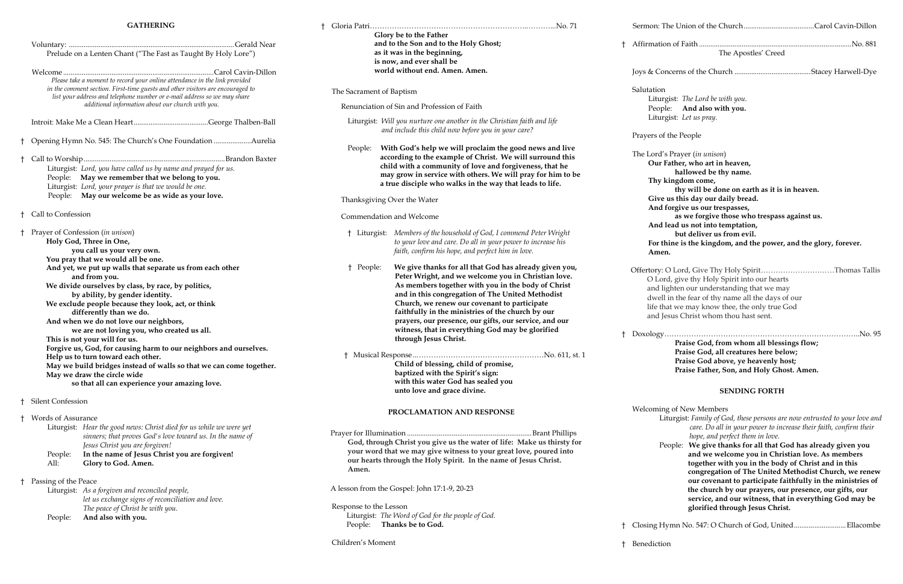## GATHERING

Voluntary: ........................................................................................Gerald Near
Prelude on a Lenten Chant ("The Fast as Taught By Holy Lore")

Welcome ...............................................................................Carol Cavin-Dillon
*Please take a moment to record your online attendance in the link provided in the comment section. First-time guests and other visitors are encouraged to list your address and telephone number or e-mail address so we may share additional information about our church with you.*

Introit: Make Me a Clean Heart........................................George Thalben-Ball

† Opening Hymn No. 545: The Church's One Foundation ....................Aurelia

† Call to Worship..........................................................................Brandon Baxter
Liturgist: *Lord, you have called us by name and prayed for us.*
People: **May we remember that we belong to you.**
Liturgist: *Lord, your prayer is that we would be one.*
People: **May our welcome be as wide as your love.**

† Call to Confession

† Prayer of Confession (*in unison*)
**Holy God, Three in One,**
**you call us your very own.**
**You pray that we would all be one.**
**And yet, we put up walls that separate us from each other**
**and from you.**
**We divide ourselves by class, by race, by politics,**
**by ability, by gender identity.**
**We exclude people because they look, act, or think**
**differently than we do.**
**And when we do not love our neighbors,**
**we are not loving you, who created us all.**
**This is not your will for us.**
**Forgive us, God, for causing harm to our neighbors and ourselves.**
**Help us to turn toward each other.**
**May we build bridges instead of walls so that we can come together.**
**May we draw the circle wide**
**so that all can experience your amazing love.**

† Silent Confession

† Words of Assurance
Liturgist: *Hear the good news: Christ died for us while we were yet sinners; that proves God's love toward us. In the name of Jesus Christ you are forgiven!*
People: **In the name of Jesus Christ you are forgiven!**
All: **Glory to God. Amen.**

† Passing of the Peace
Liturgist: *As a forgiven and reconciled people, let us exchange signs of reconciliation and love. The peace of Christ be with you.*
People: **And also with you.**

† Gloria Patri.....................................................................................No. 71
**Glory be to the Father**
**and to the Son and to the Holy Ghost;**
**as it was in the beginning,**
**is now, and ever shall be**
**world without end. Amen. Amen.**

The Sacrament of Baptism

Renunciation of Sin and Profession of Faith

Liturgist: *Will you nurture one another in the Christian faith and life and include this child now before you in your care?*

People: **With God's help we will proclaim the good news and live according to the example of Christ. We will surround this child with a community of love and forgiveness, that he may grow in service with others. We will pray for him to be a true disciple who walks in the way that leads to life.**

Thanksgiving Over the Water

Commendation and Welcome

† Liturgist: *Members of the household of God, I commend Peter Wright to your love and care. Do all in your power to increase his faith, confirm his hope, and perfect him in love.*

† People: **We give thanks for all that God has already given you, Peter Wright, and we welcome you in Christian love. As members together with you in the body of Christ and in this congregation of The United Methodist Church, we renew our covenant to participate faithfully in the ministries of the church by our prayers, our presence, our gifts, our service, and our witness, that in everything God may be glorified through Jesus Christ.**

† Musical Response..........................................................No. 611, st. 1
**Child of blessing, child of promise,**
**baptized with the Spirit's sign:**
**with this water God has sealed you**
**unto love and grace divine.**

## PROCLAMATION AND RESPONSE

Prayer for Illumination ...................................................................Brant Phillips
**God, through Christ you give us the water of life: Make us thirsty for your word that we may give witness to your great love, poured into our hearts through the Holy Spirit. In the name of Jesus Christ. Amen.**

A lesson from the Gospel: John 17:1-9, 20-23

Response to the Lesson
Liturgist: *The Word of God for the people of God.*
People: **Thanks be to God.**

Children's Moment

Sermon: The Union of the Church......................................Carol Cavin-Dillon

† Affirmation of Faith ...................................................................................No. 881
The Apostles' Creed

Joys & Concerns of the Church .........................................Stacey Harwell-Dye

Salutation
Liturgist: *The Lord be with you.*
People: **And also with you.**
Liturgist: *Let us pray.*

Prayers of the People

The Lord's Prayer (*in unison*)
**Our Father, who art in heaven,**
**hallowed be thy name.**
**Thy kingdom come,**
**thy will be done on earth as it is in heaven.**
**Give us this day our daily bread.**
**And forgive us our trespasses,**
**as we forgive those who trespass against us.**
**And lead us not into temptation,**
**but deliver us from evil.**
**For thine is the kingdom, and the power, and the glory, forever.**
**Amen.**

Offertory: O Lord, Give Thy Holy Spirit..............................Thomas Tallis
O Lord, give thy Holy Spirit into our hearts
and lighten our understanding that we may
dwell in the fear of thy name all the days of our
life that we may know thee, the only true God
and Jesus Christ whom thou hast sent.

† Doxology..........................................................................................No. 95
**Praise God, from whom all blessings flow;**
**Praise God, all creatures here below;**
**Praise God above, ye heavenly host;**
**Praise Father, Son, and Holy Ghost. Amen.**

## SENDING FORTH

Welcoming of New Members
Liturgist: *Family of God, these persons are now entrusted to your love and care. Do all in your power to increase their faith, confirm their hope, and perfect them in love.*
People: **We give thanks for all that God has already given you and we welcome you in Christian love. As members together with you in the body of Christ and in this congregation of The United Methodist Church, we renew our covenant to participate faithfully in the ministries of the church by our prayers, our presence, our gifts, our service, and our witness, that in everything God may be glorified through Jesus Christ.**

† Closing Hymn No. 547: O Church of God, United............................Ellacombe

† Benediction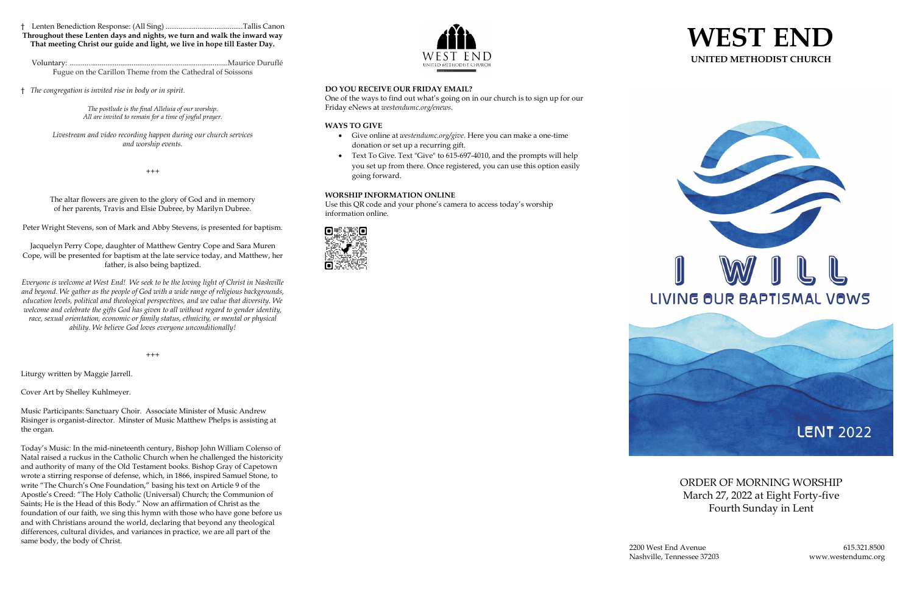† Lenten Benediction Response: (All Sing) ..........................................Tallis Canon

**Throughout these Lenten days and nights, we turn and walk the inward way That meeting Christ our guide and light, we live in hope till Easter Day.**

Voluntary: ....................................................................................Maurice Duruflé

Fugue on the Carillon Theme from the Cathedral of Soissons

† *The congregation is invited rise in body or in spirit.*

*The postlude is the final Alleluia of our worship. All are invited to remain for a time of joyful prayer.*

*Livestream and video recording happen during our church services and worship events.*

+++

The altar flowers are given to the glory of God and in memory of her parents, Travis and Elsie Dubree, by Marilyn Dubree.

Peter Wright Stevens, son of Mark and Abby Stevens, is presented for baptism.

Jacquelyn Perry Cope, daughter of Matthew Gentry Cope and Sara Muren Cope, will be presented for baptism at the late service today, and Matthew, her father, is also being baptized.

*Everyone is welcome at West End! We seek to be the loving light of Christ in Nashville and beyond. We gather as the people of God with a wide range of religious backgrounds, education levels, political and theological perspectives, and we value that diversity. We welcome and celebrate the gifts God has given to all without regard to gender identity, race, sexual orientation, economic or family status, ethnicity, or mental or physical ability. We believe God loves everyone unconditionally!*

+++

Liturgy written by Maggie Jarrell.

Cover Art by Shelley Kuhlmeyer.

Music Participants: Sanctuary Choir. Associate Minister of Music Andrew Risinger is organist-director. Minster of Music Matthew Phelps is assisting at the organ.

Today's Music: In the mid-nineteenth century, Bishop John William Colenso of Natal raised a ruckus in the Catholic Church when he challenged the historicity and authority of many of the Old Testament books. Bishop Gray of Capetown wrote a stirring response of defense, which, in 1866, inspired Samuel Stone, to write "The Church's One Foundation," basing his text on Article 9 of the Apostle's Creed: "The Holy Catholic (Universal) Church; the Communion of Saints; He is the Head of this Body." Now an affirmation of Christ as the foundation of our faith, we sing this hymn with those who have gone before us and with Christians around the world, declaring that beyond any theological differences, cultural divides, and variances in practice, we are all part of the same body, the body of Christ.

WEST END
UNITED METHODIST CHURCH

**DO YOU RECEIVE OUR FRIDAY EMAIL?**

One of the ways to find out what's going on in our church is to sign up for our Friday eNews at *westendumc.org/enews.*

**WAYS TO GIVE**

- Give online at *westendumc.org/give.* Here you can make a one-time donation or set up a recurring gift.
- Text To Give. Text "Give" to 615-697-4010, and the prompts will help you set up from there. Once registered, you can use this option easily going forward.

**WORSHIP INFORMATION ONLINE**

Use this QR code and your phone's camera to access today's worship information online.

# WEST END

**UNITED METHODIST CHURCH**

I WILL

LIVING OUR BAPTISMAL VOWS

LENT 2022

ORDER OF MORNING WORSHIP

March 27, 2022 at Eight Forty-five

Fourth Sunday in Lent

2200 West End Avenue
Nashville, Tennessee 37203

615.321.8500
www.westendumc.org